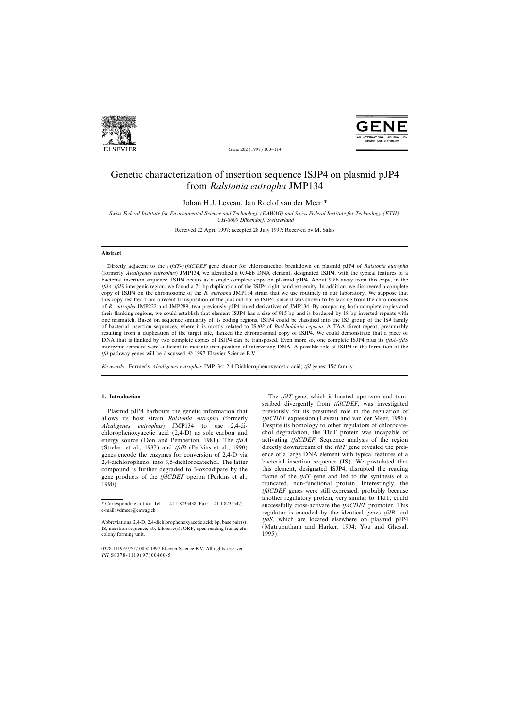# Genetic characterization of insertion sequence ISJP4 on plasmid pJP4 from *Ralstonia eutropha* JMP134

Johan H.J. Leveau, Jan Roelof van der Meer *

*Swiss Federal Institute for Environmental Science and Technology (EAWAG) and Swiss Federal Institute for Technology (ETH), CH-8600 Dübendorf, Switzerland*

Received 22 April 1997; accepted 28 July 1997; Received by M. Salas

## Abstract

Directly adjacent to the *(tfdT-) tfdCDEF* gene cluster for chlorocatechol breakdown on plasmid pJP4 of *Ralstonia eutropha* (formerly *Alcaligenes eutrophus*) JMP134, we identified a 0.9-kb DNA element, designated ISJP4, with the typical features of a bacterial insertion sequence. ISJP4 occurs as a single complete copy on plasmid pJP4. About 9 kb away from this copy, in the *tfdA–tfdS* intergenic region, we found a 71-bp duplication of the ISJP4 right-hand extremity. In addition, we discovered a complete copy of ISJP4 on the chromosome of the *R. eutropha* JMP134 strain that we use routinely in our laboratory. We suppose that this copy resulted from a recent transposition of the plasmid-borne ISJP4, since it was shown to be lacking from the chromosomes of *R. eutropha* JMP222 and JMP289, two previously pJP4-cured derivatives of JMP134. By comparing both complete copies and their flanking regions, we could establish that element ISJP4 has a size of 915 bp and is bordered by 18-bp inverted repeats with one mismatch. Based on sequence similarity of its coding regions, ISJP4 could be classified into the IS*5* group of the IS*4* family of bacterial insertion sequences, where it is mostly related to IS*402* of *Burkholderia cepacia*. A TAA direct repeat, presumably resulting from a duplication of the target site, flanked the chromosomal copy of ISJP4. We could demonstrate that a piece of DNA that is flanked by two complete copies of ISJP4 can be transposed. Even more so, one complete ISJP4 plus its *tfdA–tfdS* intergenic remnant were sufficient to mediate transposition of intervening DNA. A possible role of ISJP4 in the formation of the *tfd* pathway genes will be discussed. © 1997 Elsevier Science B.V.

*Keywords:* Formerly *Alcaligenes eutrophus* JMP134; 2,4-Dichlorophenoxyacetic acid; *tfd* genes; IS*4*-family

## 1. Introduction

Plasmid pJP4 harbours the genetic information that allows its host strain *Ralstonia eutropha* (formerly *Alcaligenes eutrophus*) JMP134 to use 2,4-dichlorophenoxyacetic acid (2,4-D) as sole carbon and energy source (Don and Pemberton, 1981). The *tfdA* (Streber et al., 1987) and *tfdB* (Perkins et al., 1990) genes encode the enzymes for conversion of 2,4-D via 2,4-dichlorophenol into 3,5-dichlorocatechol. The latter compound is further degraded to 3-oxoadipate by the gene products of the *tfdCDEF* operon (Perkins et al., 1990).

The *tfdT* gene, which is located upstream and transcribed divergently from *tfdCDEF*, was investigated previously for its presumed role in the regulation of *tfdCDEF* expression (Leveau and van der Meer, 1996). Despite its homology to other regulators of chlorocatechol degradation, the TfdT protein was incapable of activating *tfdCDEF*. Sequence analysis of the region directly downstream of the *tfdT* gene revealed the presence of a large DNA element with typical features of a bacterial insertion sequence (IS). We postulated that this element, designated ISJP4, disrupted the reading frame of the *tfdT* gene and led to the synthesis of a truncated, non-functional protein. Interestingly, the *tfdCDEF* genes were still expressed, probably because another regulatory protein, very similar to TfdT, could successfully cross-activate the *tfdCDEF* promoter. This regulator is encoded by the identical genes *tfdR* and *tfdS*, which are located elsewhere on plasmid pJP4 (Matrubutham and Harker, 1994; You and Ghosal, 1995).

\* Corresponding author. Tel.: +41 1 8235438. Fax: +41 1 8235547; e-mail: vdmeer@eawag.ch

Abbreviations: 2,4-D, 2,4-dichlorophenoxyacetic acid; bp, base pair(s); IS, insertion sequence; kb, kilobase(s); ORF, open reading frame; cfu, colony forming unit.

0378-1119/97/$17.00 © 1997 Elsevier Science B.V. All rights reserved.
*PII* S0378-1119(97)00460-5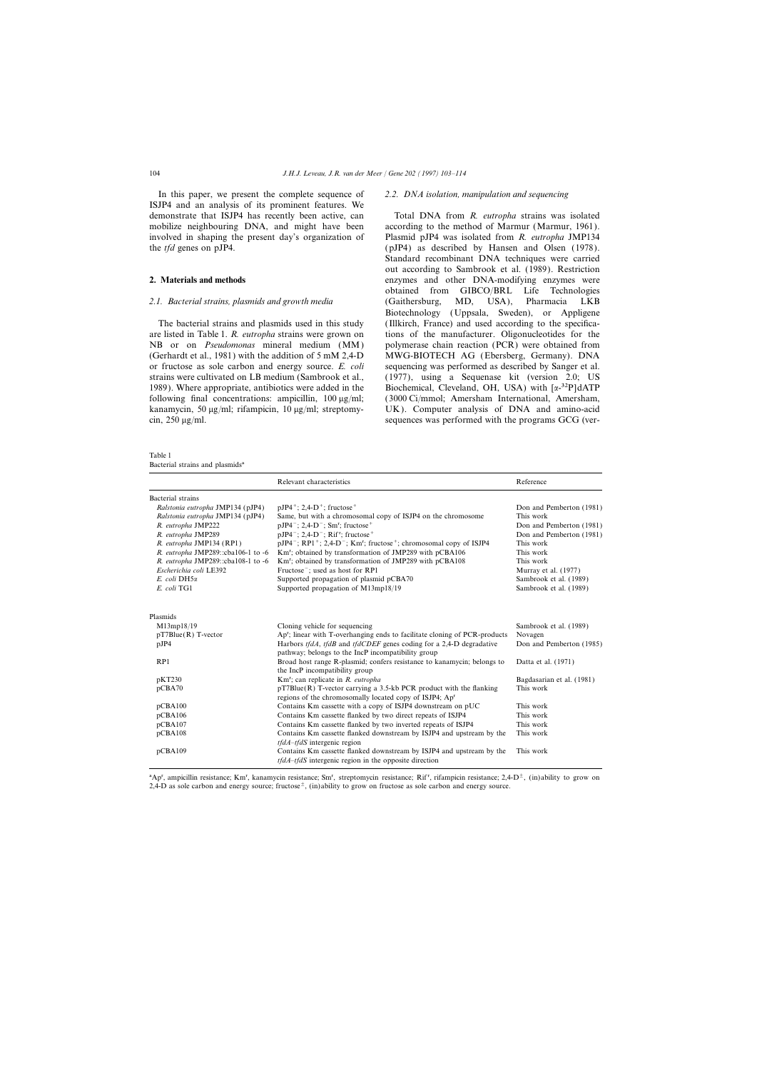In this paper, we present the complete sequence of ISJP4 and an analysis of its prominent features. We demonstrate that ISJP4 has recently been active, can mobilize neighbouring DNA, and might have been involved in shaping the present day's organization of the *tfd* genes on pJP4.

## 2. Materials and methods

### 2.1. Bacterial strains, plasmids and growth media

The bacterial strains and plasmids used in this study are listed in Table 1. *R. eutropha* strains were grown on NB or on *Pseudomonas* mineral medium (MM) (Gerhardt et al., 1981) with the addition of 5 mM 2,4-D or fructose as sole carbon and energy source. *E. coli* strains were cultivated on LB medium (Sambrook et al., 1989). Where appropriate, antibiotics were added in the following final concentrations: ampicillin, 100 μg/ml; kanamycin, 50 μg/ml; rifampicin, 10 μg/ml; streptomycin, 250 μg/ml.

### 2.2. DNA isolation, manipulation and sequencing

Total DNA from *R. eutropha* strains was isolated according to the method of Marmur (Marmur, 1961). Plasmid pJP4 was isolated from *R. eutropha* JMP134 (pJP4) as described by Hansen and Olsen (1978). Standard recombinant DNA techniques were carried out according to Sambrook et al. (1989). Restriction enzymes and other DNA-modifying enzymes were obtained from GIBCO/BRL Life Technologies (Gaithersburg, MD, USA), Pharmacia LKB Biotechnology (Uppsala, Sweden), or Appligene (Illkirch, France) and used according to the specifications of the manufacturer. Oligonucleotides for the polymerase chain reaction (PCR) were obtained from MWG-BIOTECH AG (Ebersberg, Germany). DNA sequencing was performed as described by Sanger et al. (1977), using a Sequenase kit (version 2.0; US Biochemical, Cleveland, OH, USA) with [α-$^{32}$P]dATP (3000 Ci/mmol; Amersham International, Amersham, UK). Computer analysis of DNA and amino-acid sequences was performed with the programs GCG (ver-

Table 1
Bacterial strains and plasmids[a]

| | Relevant characteristics | Reference |
|---|---|---|
| Bacterial strains | | |
| *Ralstonia eutropha* JMP134 (pJP4) | pJP4$^+$; 2,4-D$^+$; fructose$^+$ | Don and Pemberton (1981) |
| *Ralstonia eutropha* JMP134 (pJP4) | Same, but with a chromosomal copy of ISJP4 on the chromosome | This work |
| *R. eutropha* JMP222 | pJP4$^-$; 2,4-D$^-$; Sm$^r$; fructose$^+$ | Don and Pemberton (1981) |
| *R. eutropha* JMP289 | pJP4$^-$; 2,4-D$^-$; Rif$^r$; fructose$^+$ | Don and Pemberton (1981) |
| *R. eutropha* JMP134 (RP1) | pJP4$^-$; RP1$^+$; 2,4-D$^-$; Km$^r$; fructose$^+$; chromosomal copy of ISJP4 | This work |
| *R. eutropha* JMP289::cba106-1 to -6 | Km$^r$; obtained by transformation of JMP289 with pCBA106 | This work |
| *R. eutropha* JMP289::cba108-1 to -6 | Km$^r$; obtained by transformation of JMP289 with pCBA108 | This work |
| *Escherichia coli* LE392 | Fructose$^-$; used as host for RP1 | Murray et al. (1977) |
| *E. coli* DH5α | Supported propagation of plasmid pCBA70 | Sambrook et al. (1989) |
| *E. coli* TG1 | Supported propagation of M13mp18/19 | Sambrook et al. (1989) |
| Plasmids | | |
| M13mp18/19 | Cloning vehicle for sequencing | Sambrook et al. (1989) |
| pT7Blue(R) T-vector | Ap$^r$; linear with T-overhanging ends to facilitate cloning of PCR-products | Novagen |
| pJP4 | Harbors *tfdA*, *tfdB* and *tfdCDEF* genes coding for a 2,4-D degradative pathway; belongs to the IncP incompatibility group | Don and Pemberton (1985) |
| RP1 | Broad host range R-plasmid; confers resistance to kanamycin; belongs to the IncP incompatibility group | Datta et al. (1971) |
| pKT230 | Km$^r$; can replicate in *R. eutropha* | Bagdasarian et al. (1981) |
| pCBA70 | pT7Blue(R) T-vector carrying a 3.5-kb PCR product with the flanking regions of the chromosomally located copy of ISJP4; Ap$^r$ | This work |
| pCBA100 | Contains Km cassette with a copy of ISJP4 downstream on pUC | This work |
| pCBA106 | Contains Km cassette flanked by two direct repeats of ISJP4 | This work |
| pCBA107 | Contains Km cassette flanked by two inverted repeats of ISJP4 | This work |
| pCBA108 | Contains Km cassette flanked downstream by ISJP4 and upstream by the *tfdA*–*tfdS* intergenic region | This work |
| pCBA109 | Contains Km cassette flanked downstream by ISJP4 and upstream by the *tfdA*–*tfdS* intergenic region in the opposite direction | This work |

[a]Ap$^r$, ampicillin resistance; Km$^r$, kanamycin resistance; Sm$^r$, streptomycin resistance; Rif$^r$, rifampicin resistance; 2,4-D$^\pm$, (in)ability to grow on 2,4-D as sole carbon and energy source; fructose$^\pm$, (in)ability to grow on fructose as sole carbon and energy source.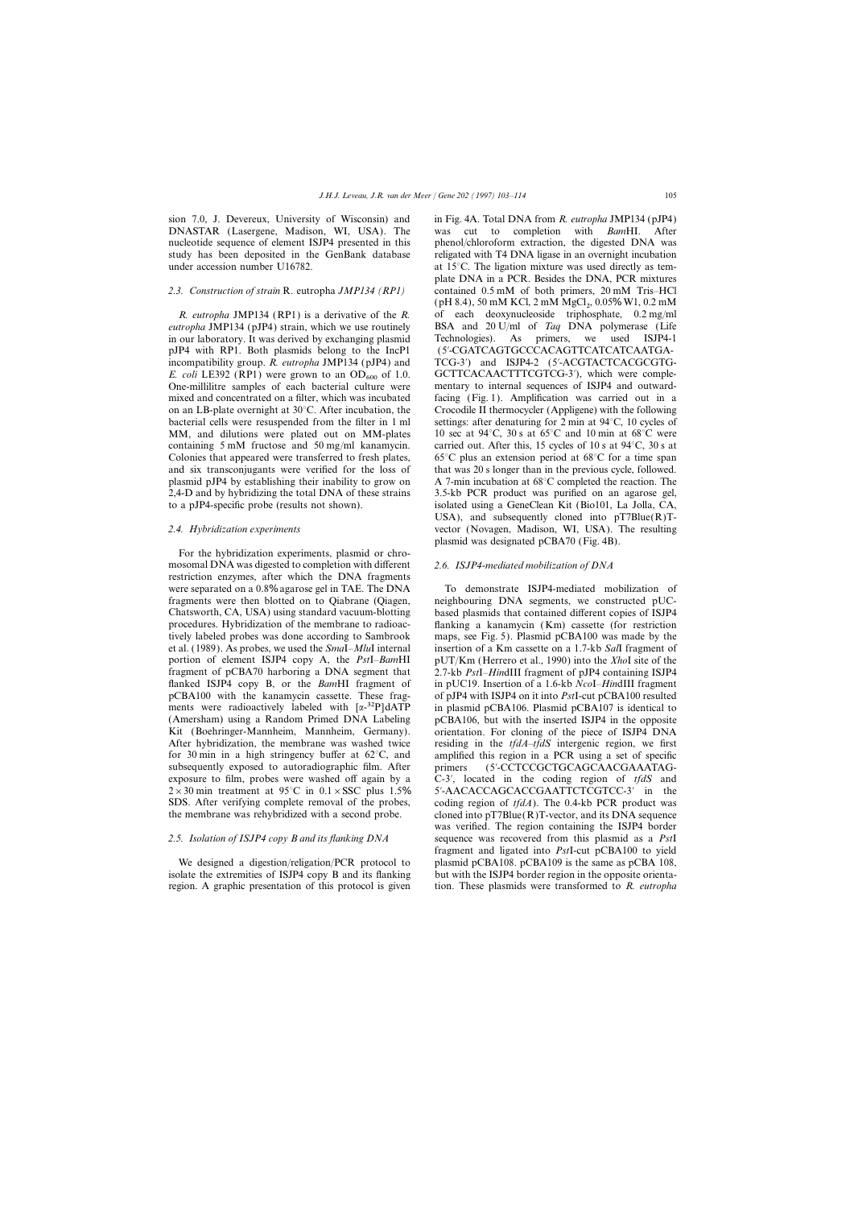sion 7.0, J. Devereux, University of Wisconsin) and DNASTAR (Lasergene, Madison, WI, USA). The nucleotide sequence of element ISJP4 presented in this study has been deposited in the GenBank database under accession number U16782.

### 2.3. Construction of strain *R. eutropha JMP134 (RP1)*

*R. eutropha* JMP134 (RP1) is a derivative of the *R. eutropha* JMP134 (pJP4) strain, which we use routinely in our laboratory. It was derived by exchanging plasmid pJP4 with RP1. Both plasmids belong to the IncP1 incompatibility group. *R. eutropha* JMP134 (pJP4) and *E. coli* LE392 (RP1) were grown to an $OD_{600}$ of 1.0. One-millilitre samples of each bacterial culture were mixed and concentrated on a filter, which was incubated on an LB-plate overnight at 30°C. After incubation, the bacterial cells were resuspended from the filter in 1 ml MM, and dilutions were plated out on MM-plates containing 5 mM fructose and 50 mg/ml kanamycin. Colonies that appeared were transferred to fresh plates, and six transconjugants were verified for the loss of plasmid pJP4 by establishing their inability to grow on 2,4-D and by hybridizing the total DNA of these strains to a pJP4-specific probe (results not shown).

### 2.4. Hybridization experiments

For the hybridization experiments, plasmid or chromosomal DNA was digested to completion with different restriction enzymes, after which the DNA fragments were separated on a 0.8% agarose gel in TAE. The DNA fragments were then blotted on to Qiabrane (Qiagen, Chatsworth, CA, USA) using standard vacuum-blotting procedures. Hybridization of the membrane to radioactively labeled probes was done according to Sambrook et al. (1989). As probes, we used the *Sma*I–*Mlu*I internal portion of element ISJP4 copy A, the *Pst*I–*Bam*HI fragment of pCBA70 harboring a DNA segment that flanked ISJP4 copy B, or the *Bam*HI fragment of pCBA100 with the kanamycin cassette. These fragments were radioactively labeled with [$\alpha$-$^{32}$P]dATP (Amersham) using a Random Primed DNA Labeling Kit (Boehringer-Mannheim, Mannheim, Germany). After hybridization, the membrane was washed twice for 30 min in a high stringency buffer at 62°C, and subsequently exposed to autoradiographic film. After exposure to film, probes were washed off again by a $2\times30$ min treatment at 95°C in $0.1\times$SSC plus 1.5% SDS. After verifying complete removal of the probes, the membrane was rehybridized with a second probe.

### 2.5. Isolation of ISJP4 copy B and its flanking DNA

We designed a digestion/religation/PCR protocol to isolate the extremities of ISJP4 copy B and its flanking region. A graphic presentation of this protocol is given in Fig. 4A. Total DNA from *R. eutropha* JMP134 (pJP4) was cut to completion with *Bam*HI. After phenol/chloroform extraction, the digested DNA was religated with T4 DNA ligase in an overnight incubation at 15°C. The ligation mixture was used directly as template DNA in a PCR. Besides the DNA, PCR mixtures contained 0.5 mM of both primers, 20 mM Tris–HCl (pH 8.4), 50 mM KCl, 2 mM $MgCl_2$, 0.05% W1, 0.2 mM of each deoxynucleoside triphosphate, 0.2 mg/ml BSA and 20 U/ml of *Taq* DNA polymerase (Life Technologies). As primers, we used ISJP4-1 (5′-CGATCAGTGCCCACAGTTCATCATCAATGA-TCG-3′) and ISJP4-2 (5′-ACGTACTCACGCGTG-GCTTCACAACTTTCGTCG-3′), which were complementary to internal sequences of ISJP4 and outward-facing (Fig. 1). Amplification was carried out in a Crocodile II thermocycler (Appligene) with the following settings: after denaturing for 2 min at 94°C, 10 cycles of 10 sec at 94°C, 30 s at 65°C and 10 min at 68°C were carried out. After this, 15 cycles of 10 s at 94°C, 30 s at 65°C plus an extension period at 68°C for a time span that was 20 s longer than in the previous cycle, followed. A 7-min incubation at 68°C completed the reaction. The 3.5-kb PCR product was purified on an agarose gel, isolated using a GeneClean Kit (Bio101, La Jolla, CA, USA), and subsequently cloned into pT7Blue(R)T-vector (Novagen, Madison, WI, USA). The resulting plasmid was designated pCBA70 (Fig. 4B).

### 2.6. ISJP4-mediated mobilization of DNA

To demonstrate ISJP4-mediated mobilization of neighbouring DNA segments, we constructed pUC-based plasmids that contained different copies of ISJP4 flanking a kanamycin (Km) cassette (for restriction maps, see Fig. 5). Plasmid pCBA100 was made by the insertion of a Km cassette on a 1.7-kb *Sal*I fragment of pUT/Km (Herrero et al., 1990) into the *Xho*I site of the 2.7-kb *Pst*I–*Hin*dIII fragment of pJP4 containing ISJP4 in pUC19. Insertion of a 1.6-kb *Nco*I–*Hin*dIII fragment of pJP4 with ISJP4 on it into *Pst*I-cut pCBA100 resulted in plasmid pCBA106. Plasmid pCBA107 is identical to pCBA106, but with the inserted ISJP4 in the opposite orientation. For cloning of the piece of ISJP4 DNA residing in the *tfdA*–*tfdS* intergenic region, we first amplified this region in a PCR using a set of specific primers (5′-CCTCCGCTGCAGCAACGAAATAG-C-3′, located in the coding region of *tfdS* and 5′-AACACCAGCACCGAATTCTCGTCC-3′ in the coding region of *tfdA*). The 0.4-kb PCR product was cloned into pT7Blue(R)T-vector, and its DNA sequence was verified. The region containing the ISJP4 border sequence was recovered from this plasmid as a *Pst*I fragment and ligated into *Pst*I-cut pCBA100 to yield plasmid pCBA108. pCBA109 is the same as pCBA 108, but with the ISJP4 border region in the opposite orientation. These plasmids were transformed to *R. eutropha*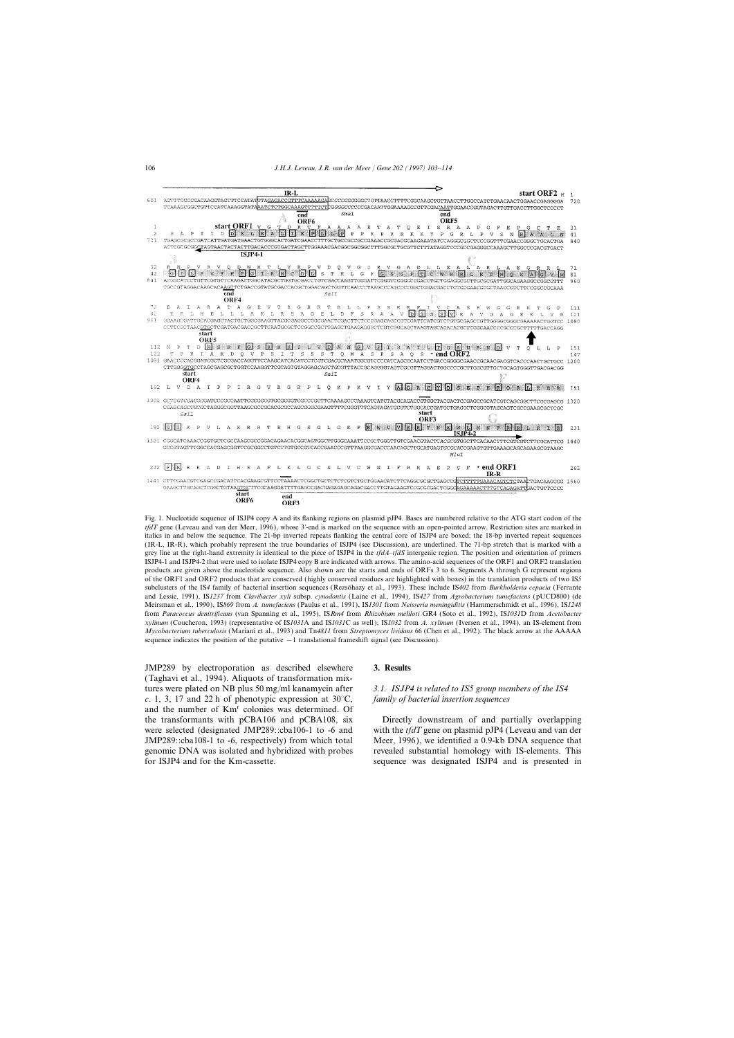Fig. 1. Nucleotide sequence of ISJP4 copy A and its flanking regions on plasmid pJP4. Bases are numbered relative to the ATG start codon of the *tfdT* gene (Leveau and van der Meer, 1996), whose 3′-end is marked on the sequence with an open-pointed arrow. Restriction sites are marked in italics in and below the sequence. The 21-bp inverted repeats flanking the central core of ISJP4 are boxed; the 18-bp inverted repeat sequences (IR-L, IR-R), which probably represent the true boundaries of ISJP4 (see Discussion), are underlined. The 71-bp stretch that is marked with a grey line at the right-hand extremity is identical to the piece of ISJP4 in the *tfdA–tfdS* intergenic region. The position and orientation of primers ISJP4-1 and ISJP4-2 that were used to isolate ISJP4 copy B are indicated with arrows. The amino-acid sequences of the ORF1 and ORF2 translation products are given above the nucleotide sequence. Also shown are the starts and ends of ORFs 3 to 6. Segments A through G represent regions of the ORF1 and ORF2 products that are conserved (highly conserved residues are highlighted with boxes) in the translation products of two IS*5* subclusters of the IS*4* family of bacterial insertion sequences (Rezsöhazy et al., 1993). These include IS*402* from *Burkholderia cepacia* (Ferrante and Lessie, 1991), IS*1237* from *Clavibacter xyli* subsp. *cynodontis* (Laine et al., 1994), IS*427* from *Agrobacterium tumefaciens* (pUCD800) (de Meirsman et al., 1990), IS*869* from *A. tumefaciens* (Paulus et al., 1991), IS*1301* from *Neisseria meningiditis* (Hammerschmidt et al., 1996), IS*1248* from *Paracoccus denitrificans* (van Spanning et al., 1995), IS*Rm4* from *Rhizobium meliloti* GR4 (Soto et al., 1992), IS*1031*D from *Acetobacter xylinum* (Coucheron, 1993) (representative of IS*1031*A and IS*1031*C as well), IS*1032* from *A. xylinum* (Iversen et al., 1994), an IS-element from *Mycobacterium tuberculosis* (Mariani et al., 1993) and Tn*4811* from *Streptomyces lividans* 66 (Chen et al., 1992). The black arrow at the AAAAA sequence indicates the position of the putative −1 translational frameshift signal (see Discussion).

JMP289 by electroporation as described elsewhere (Taghavi et al., 1994). Aliquots of transformation mixtures were plated on NB plus 50 mg/ml kanamycin after *c*. 1, 3, 17 and 22 h of phenotypic expression at 30°C, and the number of Km$^r$ colonies was determined. Of the transformants with pCBA106 and pCBA108, six were selected (designated JMP289::cba106-1 to -6 and JMP289::cba108-1 to -6, respectively) from which total genomic DNA was isolated and hybridized with probes for ISJP4 and for the Km-cassette.

## 3. Results

### 3.1. ISJP4 is related to IS5 group members of the IS4 family of bacterial insertion sequences

Directly downstream of and partially overlapping with the *tfdT* gene on plasmid pJP4 (Leveau and van der Meer, 1996), we identified a 0.9-kb DNA sequence that revealed substantial homology with IS-elements. This sequence was designated ISJP4 and is presented in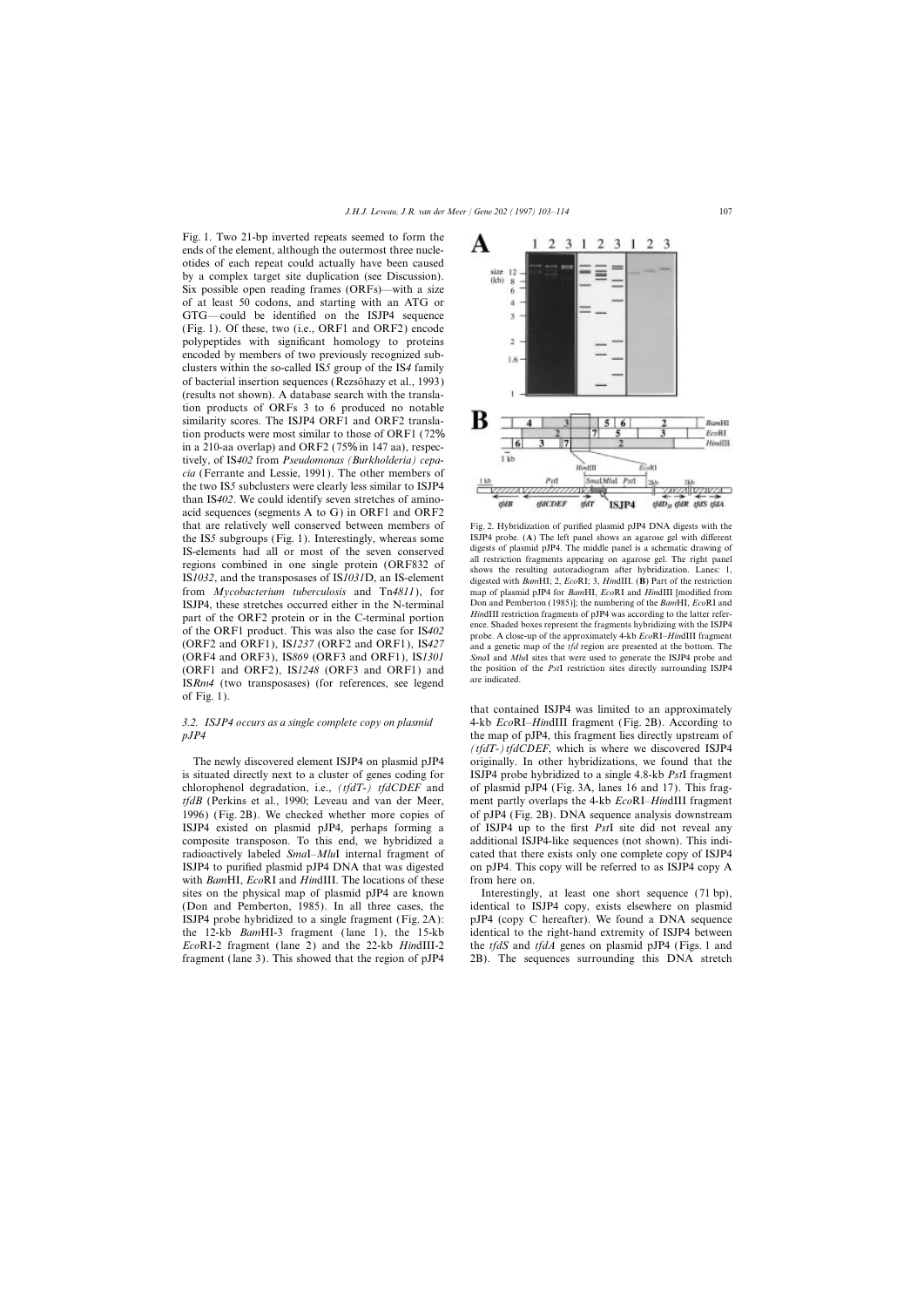Fig. 1. Two 21-bp inverted repeats seemed to form the ends of the element, although the outermost three nucleotides of each repeat could actually have been caused by a complex target site duplication (see Discussion). Six possible open reading frames (ORFs)—with a size of at least 50 codons, and starting with an ATG or GTG—could be identified on the ISJP4 sequence (Fig. 1). Of these, two (i.e., ORF1 and ORF2) encode polypeptides with significant homology to proteins encoded by members of two previously recognized subclusters within the so-called IS*5* group of the IS*4* family of bacterial insertion sequences (Rezsöhazy et al., 1993) (results not shown). A database search with the translation products of ORFs 3 to 6 produced no notable similarity scores. The ISJP4 ORF1 and ORF2 translation products were most similar to those of ORF1 (72% in a 210-aa overlap) and ORF2 (75% in 147 aa), respectively, of IS*402* from *Pseudomonas (Burkholderia) cepacia* (Ferrante and Lessie, 1991). The other members of the two IS*5* subclusters were clearly less similar to ISJP4 than IS*402*. We could identify seven stretches of amino-acid sequences (segments A to G) in ORF1 and ORF2 that are relatively well conserved between members of the IS*5* subgroups (Fig. 1). Interestingly, whereas some IS-elements had all or most of the seven conserved regions combined in one single protein (ORF832 of IS*1032*, and the transposases of IS*1031*D, an IS-element from *Mycobacterium tuberculosis* and Tn*4811*), for ISJP4, these stretches occurred either in the N-terminal part of the ORF2 protein or in the C-terminal portion of the ORF1 product. This was also the case for IS*402* (ORF2 and ORF1), IS*1237* (ORF2 and ORF1), IS*427* (ORF4 and ORF3), IS*869* (ORF3 and ORF1), IS*1301* (ORF1 and ORF2), IS*1248* (ORF3 and ORF1) and IS*Rm4* (two transposases) (for references, see legend of Fig. 1).

### 3.2. ISJP4 occurs as a single complete copy on plasmid pJP4

The newly discovered element ISJP4 on plasmid pJP4 is situated directly next to a cluster of genes coding for chlorophenol degradation, i.e., *(tfdT-) tfdCDEF* and *tfdB* (Perkins et al., 1990; Leveau and van der Meer, 1996) (Fig. 2B). We checked whether more copies of ISJP4 existed on plasmid pJP4, perhaps forming a composite transposon. To this end, we hybridized a radioactively labeled *Sma*I–*Mlu*I internal fragment of ISJP4 to purified plasmid pJP4 DNA that was digested with *Bam*HI, *Eco*RI and *Hin*dIII. The locations of these sites on the physical map of plasmid pJP4 are known (Don and Pemberton, 1985). In all three cases, the ISJP4 probe hybridized to a single fragment (Fig. 2A): the 12-kb *Bam*HI-3 fragment (lane 1), the 15-kb *Eco*RI-2 fragment (lane 2) and the 22-kb *Hin*dIII-2 fragment (lane 3). This showed that the region of pJP4 that contained ISJP4 was limited to an approximately 4-kb *Eco*RI–*Hin*dIII fragment (Fig. 2B). According to the map of pJP4, this fragment lies directly upstream of *(tfdT-) tfdCDEF*, which is where we discovered ISJP4 originally. In other hybridizations, we found that the ISJP4 probe hybridized to a single 4.8-kb *Pst*I fragment of plasmid pJP4 (Fig. 3A, lanes 16 and 17). This fragment partly overlaps the 4-kb *Eco*RI–*Hin*dIII fragment of pJP4 (Fig. 2B). DNA sequence analysis downstream of ISJP4 up to the first *Pst*I site did not reveal any additional ISJP4-like sequences (not shown). This indicated that there exists only one complete copy of ISJP4 on pJP4. This copy will be referred to as ISJP4 copy A from here on.

Interestingly, at least one short sequence (71 bp), identical to ISJP4 copy, exists elsewhere on plasmid pJP4 (copy C hereafter). We found a DNA sequence identical to the right-hand extremity of ISJP4 between the *tfdS* and *tfdA* genes on plasmid pJP4 (Figs. 1 and 2B). The sequences surrounding this DNA stretch

Fig. 2. Hybridization of purified plasmid pJP4 DNA digests with the ISJP4 probe. (**A**) The left panel shows an agarose gel with different digests of plasmid pJP4. The middle panel is a schematic drawing of all restriction fragments appearing on agarose gel. The right panel shows the resulting autoradiogram after hybridization. Lanes: 1, digested with *Bam*HI; 2, *Eco*RI; 3, *Hin*dIII. (**B**) Part of the restriction map of plasmid pJP4 for *Bam*HI, *Eco*RI and *Hin*dIII [modified from Don and Pemberton (1985)]; the numbering of the *Bam*HI, *Eco*RI and *Hin*dIII restriction fragments of pJP4 was according to the latter reference. Shaded boxes represent the fragments hybridizing with the ISJP4 probe. A close-up of the approximately 4-kb *Eco*RI–*Hin*dIII fragment and a genetic map of the *tfd* region are presented at the bottom. The *Sma*I and *Mlu*I sites that were used to generate the ISJP4 probe and the position of the *Pst*I restriction sites directly surrounding ISJP4 are indicated.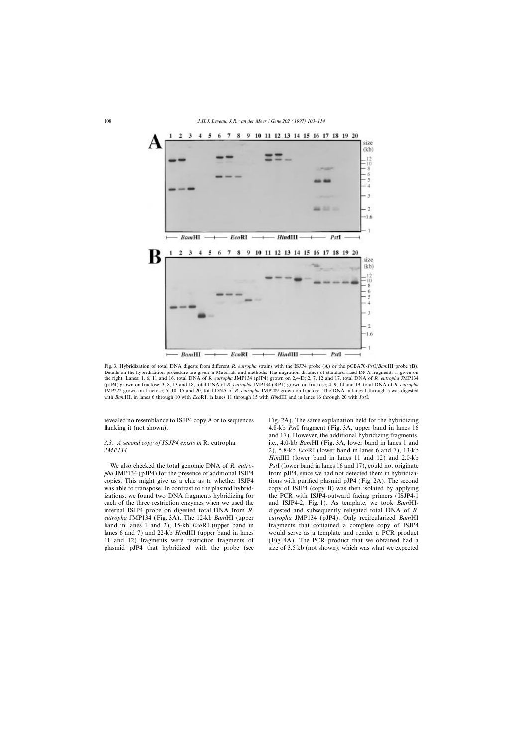Fig. 3. Hybridization of total DNA digests from different *R. eutropha* strains with the ISJP4 probe (**A**) or the pCBA70-*Pst*I/*Bam*HI probe (**B**). Details on the hybridization procedure are given in Materials and methods. The migration distance of standard-sized DNA fragments is given on the right. Lanes: 1, 6, 11 and 16, total DNA of *R. eutropha* JMP134 (pJP4) grown on 2,4-D; 2, 7, 12 and 17, total DNA of *R. eutropha* JMP134 (pJP4) grown on fructose; 3, 8, 13 and 18, total DNA of *R. eutropha* JMP134 (RP1) grown on fructose; 4, 9, 14 and 19, total DNA of *R. eutropha* JMP222 grown on fructose; 5, 10, 15 and 20, total DNA of *R. eutropha* JMP289 grown on fructose. The DNA in lanes 1 through 5 was digested with *Bam*HI, in lanes 6 through 10 with *Eco*RI, in lanes 11 through 15 with *Hin*dIII and in lanes 16 through 20 with *Pst*I.

revealed no resemblance to ISJP4 copy A or to sequences flanking it (not shown).

### 3.3. A second copy of ISJP4 exists in *R. eutropha* JMP134

We also checked the total genomic DNA of *R. eutropha* JMP134 (pJP4) for the presence of additional ISJP4 copies. This might give us a clue as to whether ISJP4 was able to transpose. In contrast to the plasmid hybridizations, we found two DNA fragments hybridizing for each of the three restriction enzymes when we used the internal ISJP4 probe on digested total DNA from *R. eutropha* JMP134 (Fig. 3A). The 12-kb *Bam*HI (upper band in lanes 1 and 2), 15-kb *Eco*RI (upper band in lanes 6 and 7) and 22-kb *Hin*dIII (upper band in lanes 11 and 12) fragments were restriction fragments of plasmid pJP4 that hybridized with the probe (see Fig. 2A). The same explanation held for the hybridizing 4.8-kb *Pst*I fragment (Fig. 3A, upper band in lanes 16 and 17). However, the additional hybridizing fragments, i.e., 4.0-kb *Bam*HI (Fig. 3A, lower band in lanes 1 and 2), 5.8-kb *Eco*RI (lower band in lanes 6 and 7), 13-kb *Hin*dIII (lower band in lanes 11 and 12) and 2.0-kb *Pst*I (lower band in lanes 16 and 17), could not originate from pJP4, since we had not detected them in hybridizations with purified plasmid pJP4 (Fig. 2A). The second copy of ISJP4 (copy B) was then isolated by applying the PCR with ISJP4-outward facing primers (ISJP4-1 and ISJP4-2, Fig. 1). As template, we took *Bam*HI-digested and subsequently religated total DNA of *R. eutropha* JMP134 (pJP4). Only recircularized *Bam*HI fragments that contained a complete copy of ISJP4 would serve as a template and render a PCR product (Fig. 4A). The PCR product that we obtained had a size of 3.5 kb (not shown), which was what we expected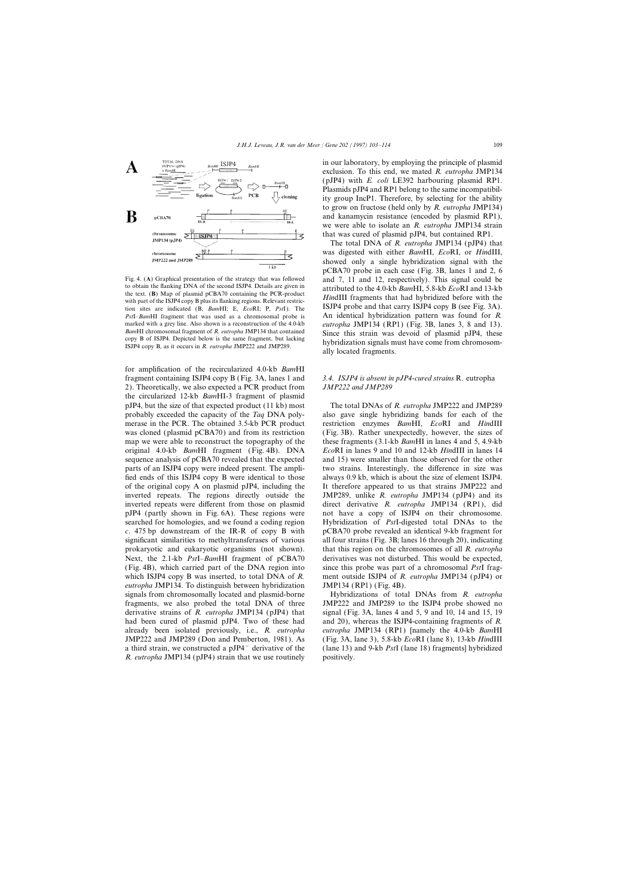Fig. 4. (**A**) Graphical presentation of the strategy that was followed to obtain the flanking DNA of the second ISJP4. Details are given in the text. (**B**) Map of plasmid pCBA70 containing the PCR-product with part of the ISJP4 copy B plus its flanking regions. Relevant restriction sites are indicated (B, *Bam*HI; E, *Eco*RI; P, *Pst*I). The *Pst*I–*Bam*HI fragment that was used as a chromosomal probe is marked with a grey line. Also shown is a reconstruction of the 4.0-kb *Bam*HI chromosomal fragment of *R. eutropha* JMP134 that contained copy B of ISJP4. Depicted below is the same fragment, but lacking ISJP4 copy B, as it occurs in *R. eutropha* JMP222 and JMP289.

for amplification of the recircularized 4.0-kb *Bam*HI fragment containing ISJP4 copy B (Fig. 3A, lanes 1 and 2). Theoretically, we also expected a PCR product from the circularized 12-kb *Bam*HI-3 fragment of plasmid pJP4, but the size of that expected product (11 kb) most probably exceeded the capacity of the *Taq* DNA polymerase in the PCR. The obtained 3.5-kb PCR product was cloned (plasmid pCBA70) and from its restriction map we were able to reconstruct the topography of the original 4.0-kb *Bam*HI fragment (Fig. 4B). DNA sequence analysis of pCBA70 revealed that the expected parts of an ISJP4 copy were indeed present. The amplified ends of this ISJP4 copy B were identical to those of the original copy A on plasmid pJP4, including the inverted repeats. The regions directly outside the inverted repeats were different from those on plasmid pJP4 (partly shown in Fig. 6A). These regions were searched for homologies, and we found a coding region *c*. 475 bp downstream of the IR-R of copy B with significant similarities to methyltransferases of various prokaryotic and eukaryotic organisms (not shown). Next, the 2.1-kb *Pst*I–*Bam*HI fragment of pCBA70 (Fig. 4B), which carried part of the DNA region into which ISJP4 copy B was inserted, to total DNA of *R. eutropha* JMP134. To distinguish between hybridization signals from chromosomally located and plasmid-borne fragments, we also probed the total DNA of three derivative strains of *R. eutropha* JMP134 (pJP4) that had been cured of plasmid pJP4. Two of these had already been isolated previously, i.e., *R. eutropha* JMP222 and JMP289 (Don and Pemberton, 1981). As a third strain, we constructed a pJP4⁻ derivative of the *R. eutropha* JMP134 (pJP4) strain that we use routinely in our laboratory, by employing the principle of plasmid exclusion. To this end, we mated *R. eutropha* JMP134 (pJP4) with *E. coli* LE392 harbouring plasmid RP1. Plasmids pJP4 and RP1 belong to the same incompatibility group IncP1. Therefore, by selecting for the ability to grow on fructose (held only by *R. eutropha* JMP134) and kanamycin resistance (encoded by plasmid RP1), we were able to isolate an *R. eutropha* JMP134 strain that was cured of plasmid pJP4, but contained RP1.

The total DNA of *R. eutropha* JMP134 (pJP4) that was digested with either *Bam*HI, *Eco*RI, or *Hin*dIII, showed only a single hybridization signal with the pCBA70 probe in each case (Fig. 3B, lanes 1 and 2, 6 and 7, 11 and 12, respectively). This signal could be attributed to the 4.0-kb *Bam*HI, 5.8-kb *Eco*RI and 13-kb *Hin*dIII fragments that had hybridized before with the ISJP4 probe and that carry ISJP4 copy B (see Fig. 3A). An identical hybridization pattern was found for *R. eutropha* JMP134 (RP1) (Fig. 3B, lanes 3, 8 and 13). Since this strain was devoid of plasmid pJP4, these hybridization signals must have come from chromosomally located fragments.

### 3.4. ISJP4 is absent in pJP4-cured strains R. eutropha JMP222 and JMP289

The total DNAs of *R. eutropha* JMP222 and JMP289 also gave single hybridizing bands for each of the restriction enzymes *Bam*HI, *Eco*RI and *Hin*dIII (Fig. 3B). Rather unexpectedly, however, the sizes of these fragments (3.1-kb *Bam*HI in lanes 4 and 5, 4.9-kb *Eco*RI in lanes 9 and 10 and 12-kb *Hin*dIII in lanes 14 and 15) were smaller than those observed for the other two strains. Interestingly, the difference in size was always 0.9 kb, which is about the size of element ISJP4. It therefore appeared to us that strains JMP222 and JMP289, unlike *R. eutropha* JMP134 (pJP4) and its direct derivative *R. eutropha* JMP134 (RP1), did not have a copy of ISJP4 on their chromosome. Hybridization of *Pst*I-digested total DNAs to the pCBA70 probe revealed an identical 9-kb fragment for all four strains (Fig. 3B; lanes 16 through 20), indicating that this region on the chromosomes of all *R. eutropha* derivatives was not disturbed. This would be expected, since this probe was part of a chromosomal *Pst*I fragment outside ISJP4 of *R. eutropha* JMP134 (pJP4) or JMP134 (RP1) (Fig. 4B).

Hybridizations of total DNAs from *R. eutropha* JMP222 and JMP289 to the ISJP4 probe showed no signal (Fig. 3A, lanes 4 and 5, 9 and 10, 14 and 15, 19 and 20), whereas the ISJP4-containing fragments of *R. eutropha* JMP134 (RP1) [namely the 4.0-kb *Bam*HI (Fig. 3A, lane 3), 5.8-kb *Eco*RI (lane 8), 13-kb *Hin*dIII (lane 13) and 9-kb *Pst*I (lane 18) fragments] hybridized positively.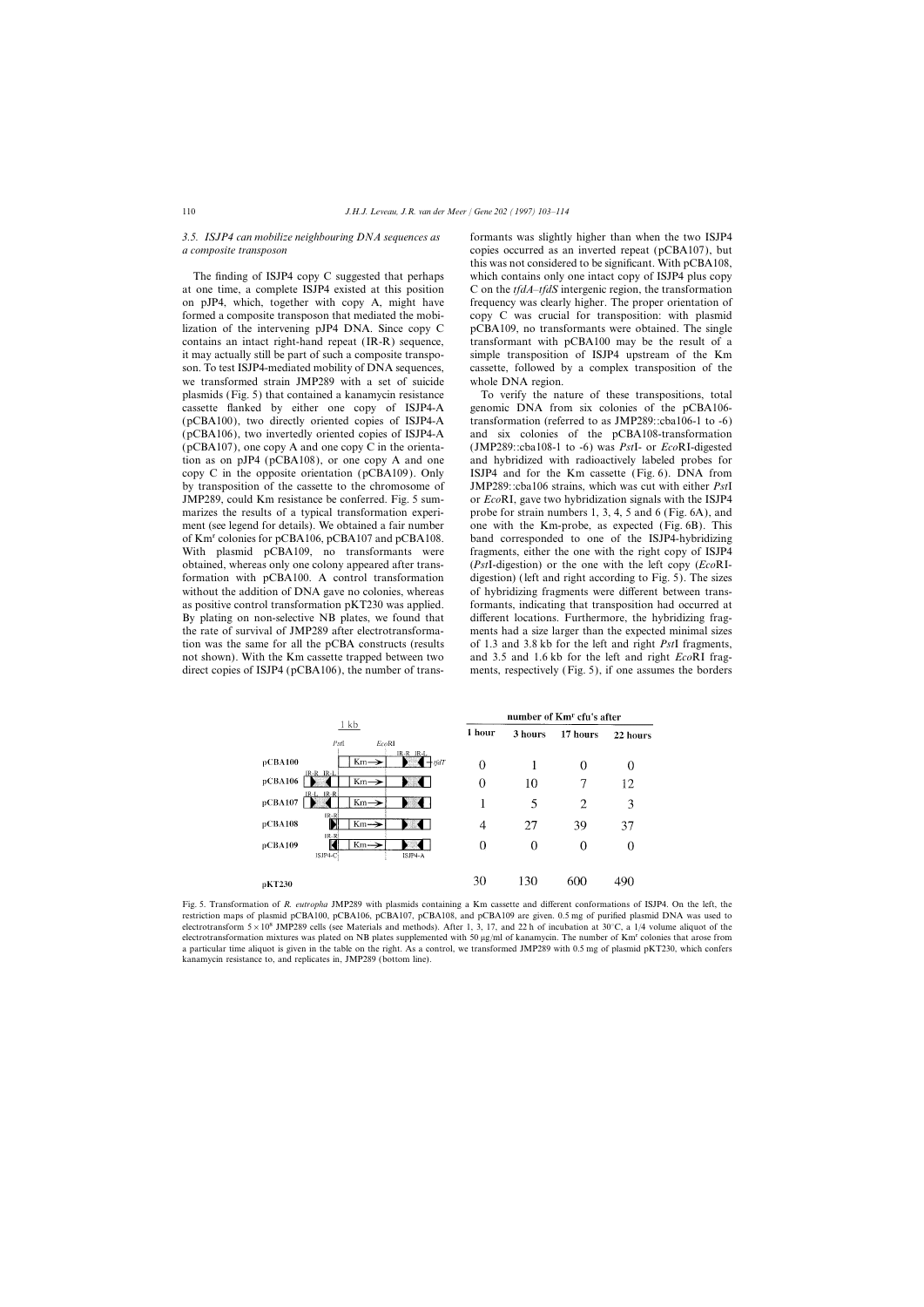### 3.5. ISJP4 can mobilize neighbouring DNA sequences as a composite transposon

The finding of ISJP4 copy C suggested that perhaps at one time, a complete ISJP4 existed at this position on pJP4, which, together with copy A, might have formed a composite transposon that mediated the mobilization of the intervening pJP4 DNA. Since copy C contains an intact right-hand repeat (IR-R) sequence, it may actually still be part of such a composite transposon. To test ISJP4-mediated mobility of DNA sequences, we transformed strain JMP289 with a set of suicide plasmids (Fig. 5) that contained a kanamycin resistance cassette flanked by either one copy of ISJP4-A (pCBA100), two directly oriented copies of ISJP4-A (pCBA106), two invertedly oriented copies of ISJP4-A (pCBA107), one copy A and one copy C in the orientation as on pJP4 (pCBA108), or one copy A and one copy C in the opposite orientation (pCBA109). Only by transposition of the cassette to the chromosome of JMP289, could Km resistance be conferred. Fig. 5 summarizes the results of a typical transformation experiment (see legend for details). We obtained a fair number of Km$^r$ colonies for pCBA106, pCBA107 and pCBA108. With plasmid pCBA109, no transformants were obtained, whereas only one colony appeared after transformation with pCBA100. A control transformation without the addition of DNA gave no colonies, whereas as positive control transformation pKT230 was applied. By plating on non-selective NB plates, we found that the rate of survival of JMP289 after electrotransformation was the same for all the pCBA constructs (results not shown). With the Km cassette trapped between two direct copies of ISJP4 (pCBA106), the number of transformants was slightly higher than when the two ISJP4 copies occurred as an inverted repeat (pCBA107), but this was not considered to be significant. With pCBA108, which contains only one intact copy of ISJP4 plus copy C on the *tfdA–tfdS* intergenic region, the transformation frequency was clearly higher. The proper orientation of copy C was crucial for transposition: with plasmid pCBA109, no transformants were obtained. The single transformant with pCBA100 may be the result of a simple transposition of ISJP4 upstream of the Km cassette, followed by a complex transposition of the whole DNA region.

To verify the nature of these transpositions, total genomic DNA from six colonies of the pCBA106-transformation (referred to as JMP289::cba106-1 to -6) and six colonies of the pCBA108-transformation (JMP289::cba108-1 to -6) was *Pst*I- or *Eco*RI-digested and hybridized with radioactively labeled probes for ISJP4 and for the Km cassette (Fig. 6). DNA from JMP289::cba106 strains, which was cut with either *Pst*I or *Eco*RI, gave two hybridization signals with the ISJP4 probe for strain numbers 1, 3, 4, 5 and 6 (Fig. 6A), and one with the Km-probe, as expected (Fig. 6B). This band corresponded to one of the ISJP4-hybridizing fragments, either the one with the right copy of ISJP4 (*Pst*I-digestion) or the one with the left copy (*Eco*RI-digestion) (left and right according to Fig. 5). The sizes of hybridizing fragments were different between transformants, indicating that transposition had occurred at different locations. Furthermore, the hybridizing fragments had a size larger than the expected minimal sizes of 1.3 and 3.8 kb for the left and right *Pst*I fragments, and 3.5 and 1.6 kb for the left and right *Eco*RI fragments, respectively (Fig. 5), if one assumes the borders

| Plasmid | number of Km$^r$ cfu's after 1 hour | 3 hours | 17 hours | 22 hours |
|---|---|---|---|---|
| pCBA100 | 0 | 1 | 0 | 0 |
| pCBA106 | 0 | 10 | 7 | 12 |
| pCBA107 | 1 | 5 | 2 | 3 |
| pCBA108 | 4 | 27 | 39 | 37 |
| pCBA109 | 0 | 0 | 0 | 0 |
| pKT230 | 30 | 130 | 600 | 490 |

Fig. 5. Transformation of *R. eutropha* JMP289 with plasmids containing a Km cassette and different conformations of ISJP4. On the left, the restriction maps of plasmid pCBA100, pCBA106, pCBA107, pCBA108, and pCBA109 are given. 0.5 mg of purified plasmid DNA was used to electrotransform $5\times10^8$ JMP289 cells (see Materials and methods). After 1, 3, 17, and 22 h of incubation at 30°C, a 1/4 volume aliquot of the electrotransformation mixtures was plated on NB plates supplemented with 50 µg/ml of kanamycin. The number of Km$^r$ colonies that arose from a particular time aliquot is given in the table on the right. As a control, we transformed JMP289 with 0.5 mg of plasmid pKT230, which confers kanamycin resistance to, and replicates in, JMP289 (bottom line).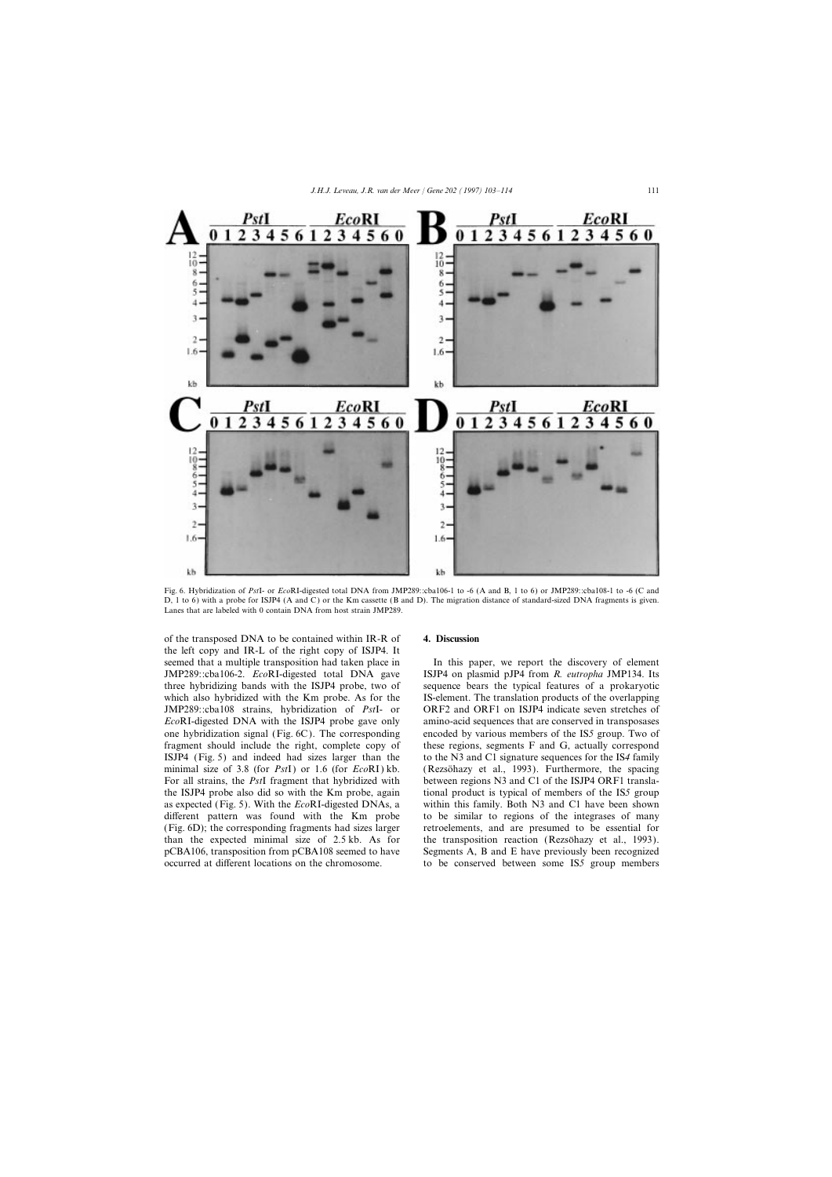Fig. 6. Hybridization of *Pst*I- or *Eco*RI-digested total DNA from JMP289::cba106-1 to -6 (A and B, 1 to 6) or JMP289::cba108-1 to -6 (C and D, 1 to 6) with a probe for ISJP4 (A and C) or the Km cassette (B and D). The migration distance of standard-sized DNA fragments is given. Lanes that are labeled with 0 contain DNA from host strain JMP289.

of the transposed DNA to be contained within IR-R of the left copy and IR-L of the right copy of ISJP4. It seemed that a multiple transposition had taken place in JMP289::cba106-2. *Eco*RI-digested total DNA gave three hybridizing bands with the ISJP4 probe, two of which also hybridized with the Km probe. As for the JMP289::cba108 strains, hybridization of *Pst*I- or *Eco*RI-digested DNA with the ISJP4 probe gave only one hybridization signal (Fig. 6C). The corresponding fragment should include the right, complete copy of ISJP4 (Fig. 5) and indeed had sizes larger than the minimal size of 3.8 (for *Pst*I) or 1.6 (for *Eco*RI) kb. For all strains, the *Pst*I fragment that hybridized with the ISJP4 probe also did so with the Km probe, again as expected (Fig. 5). With the *Eco*RI-digested DNAs, a different pattern was found with the Km probe (Fig. 6D); the corresponding fragments had sizes larger than the expected minimal size of 2.5 kb. As for pCBA106, transposition from pCBA108 seemed to have occurred at different locations on the chromosome.

## 4. Discussion

In this paper, we report the discovery of element ISJP4 on plasmid pJP4 from *R. eutropha* JMP134. Its sequence bears the typical features of a prokaryotic IS-element. The translation products of the overlapping ORF2 and ORF1 on ISJP4 indicate seven stretches of amino-acid sequences that are conserved in transposases encoded by various members of the IS*5* group. Two of these regions, segments F and G, actually correspond to the N3 and C1 signature sequences for the IS*4* family (Rezsöhazy et al., 1993). Furthermore, the spacing between regions N3 and C1 of the ISJP4 ORF1 translational product is typical of members of the IS*5* group within this family. Both N3 and C1 have been shown to be similar to regions of the integrases of many retroelements, and are presumed to be essential for the transposition reaction (Rezsöhazy et al., 1993). Segments A, B and E have previously been recognized to be conserved between some IS*5* group members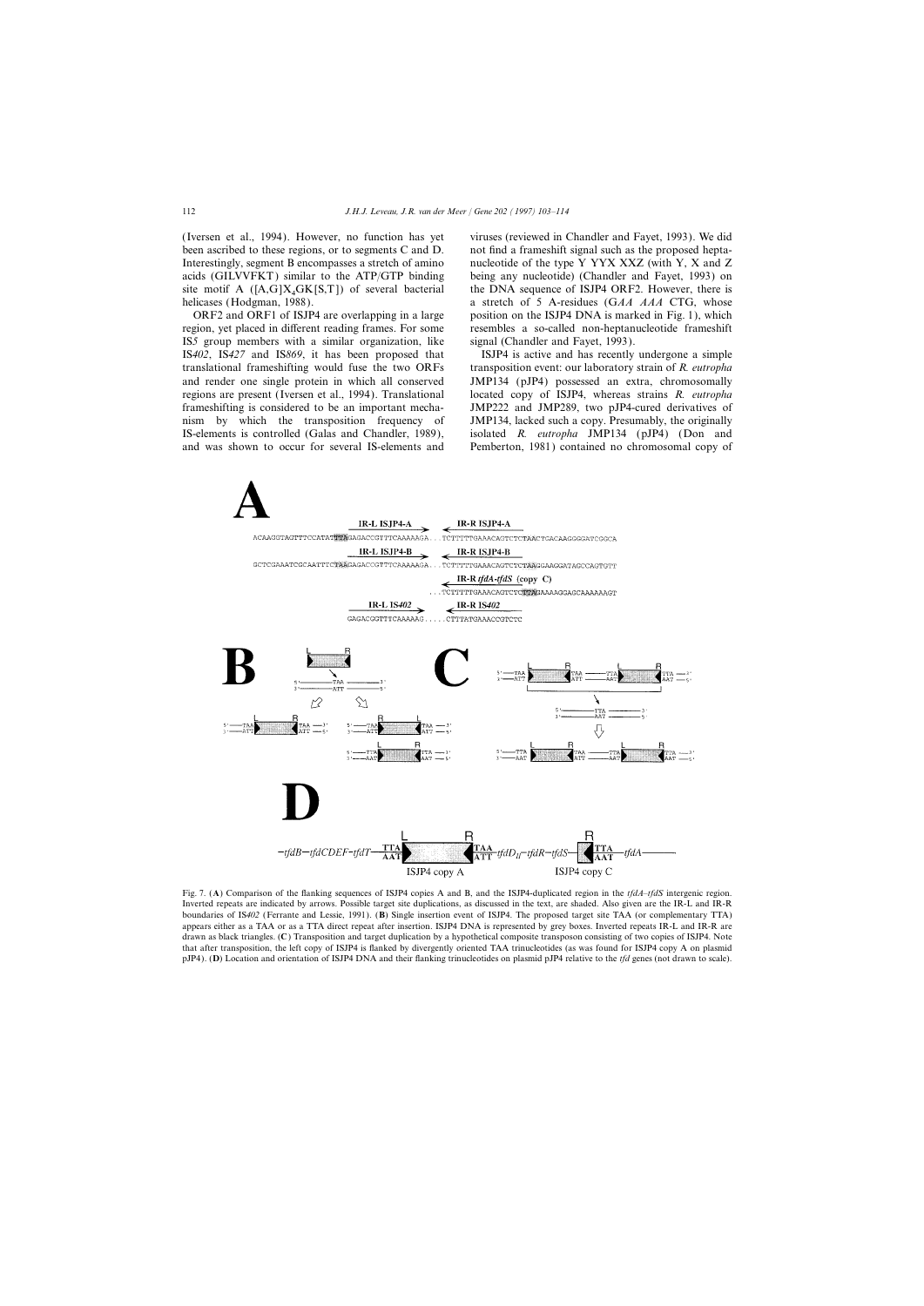(Iversen et al., 1994). However, no function has yet been ascribed to these regions, or to segments C and D. Interestingly, segment B encompasses a stretch of amino acids (GILVVFKT) similar to the ATP/GTP binding site motif A ([A,G]$X_4$GK[S,T]) of several bacterial helicases (Hodgman, 1988).

ORF2 and ORF1 of ISJP4 are overlapping in a large region, yet placed in different reading frames. For some IS*5* group members with a similar organization, like IS*402*, IS*427* and IS*869*, it has been proposed that translational frameshifting would fuse the two ORFs and render one single protein in which all conserved regions are present (Iversen et al., 1994). Translational frameshifting is considered to be an important mechanism by which the transposition frequency of IS-elements is controlled (Galas and Chandler, 1989), and was shown to occur for several IS-elements and viruses (reviewed in Chandler and Fayet, 1993). We did not find a frameshift signal such as the proposed heptanucleotide of the type Y YYX XXZ (with Y, X and Z being any nucleotide) (Chandler and Fayet, 1993) on the DNA sequence of ISJP4 ORF2. However, there is a stretch of 5 A-residues (G*AA AAA* CTG, whose position on the ISJP4 DNA is marked in Fig. 1), which resembles a so-called non-heptanucleotide frameshift signal (Chandler and Fayet, 1993).

ISJP4 is active and has recently undergone a simple transposition event: our laboratory strain of *R. eutropha* JMP134 (pJP4) possessed an extra, chromosomally located copy of ISJP4, whereas strains *R. eutropha* JMP222 and JMP289, two pJP4-cured derivatives of JMP134, lacked such a copy. Presumably, the originally isolated *R. eutropha* JMP134 (pJP4) (Don and Pemberton, 1981) contained no chromosomal copy of

Fig. 7. (**A**) Comparison of the flanking sequences of ISJP4 copies A and B, and the ISJP4-duplicated region in the *tfdA–tfdS* intergenic region. Inverted repeats are indicated by arrows. Possible target site duplications, as discussed in the text, are shaded. Also given are the IR-L and IR-R boundaries of IS*402* (Ferrante and Lessie, 1991). (**B**) Single insertion event of ISJP4. The proposed target site TAA (or complementary TTA) appears either as a TAA or as a TTA direct repeat after insertion. ISJP4 DNA is represented by grey boxes. Inverted repeats IR-L and IR-R are drawn as black triangles. (**C**) Transposition and target duplication by a hypothetical composite transposon consisting of two copies of ISJP4. Note that after transposition, the left copy of ISJP4 is flanked by divergently oriented TAA trinucleotides (as was found for ISJP4 copy A on plasmid pJP4). (**D**) Location and orientation of ISJP4 DNA and their flanking trinucleotides on plasmid pJP4 relative to the *tfd* genes (not drawn to scale).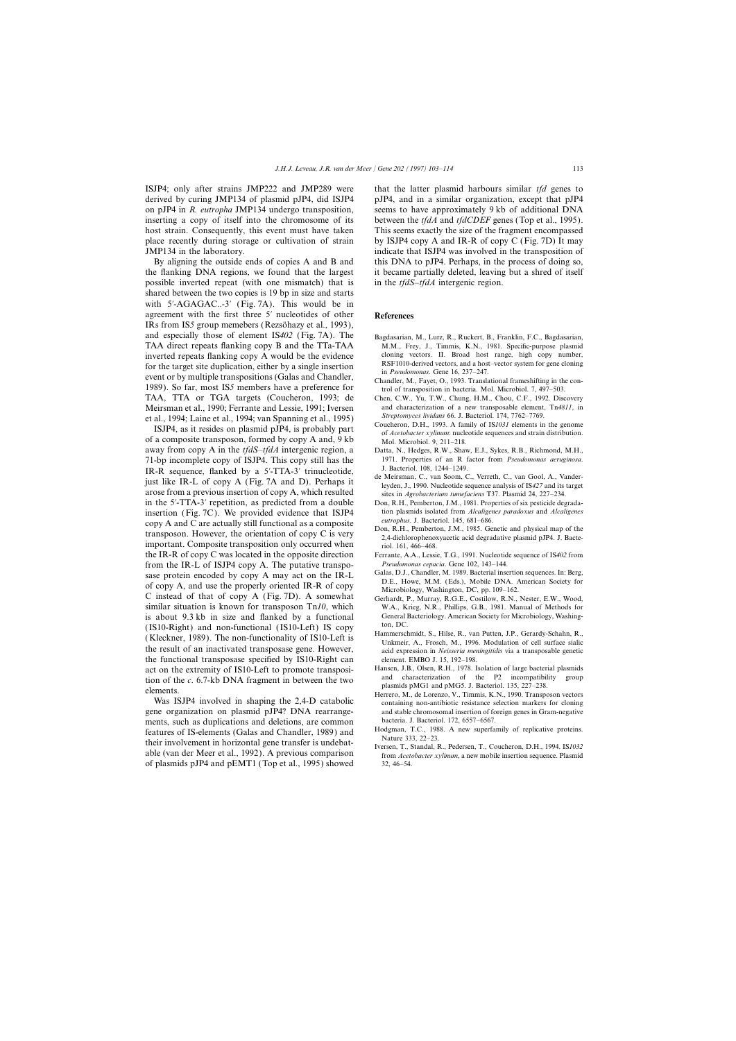ISJP4; only after strains JMP222 and JMP289 were derived by curing JMP134 of plasmid pJP4, did ISJP4 on pJP4 in *R. eutropha* JMP134 undergo transposition, inserting a copy of itself into the chromosome of its host strain. Consequently, this event must have taken place recently during storage or cultivation of strain JMP134 in the laboratory.

By aligning the outside ends of copies A and B and the flanking DNA regions, we found that the largest possible inverted repeat (with one mismatch) that is shared between the two copies is 19 bp in size and starts with 5′-AGAGAC..-3′ (Fig. 7A). This would be in agreement with the first three 5′ nucleotides of other IRs from IS*5* group memebers (Rezsöhazy et al., 1993), and especially those of element IS*402* (Fig. 7A). The TAA direct repeats flanking copy B and the TTa-TAA inverted repeats flanking copy A would be the evidence for the target site duplication, either by a single insertion event or by multiple transpositions (Galas and Chandler, 1989). So far, most IS*5* members have a preference for TAA, TTA or TGA targets (Coucheron, 1993; de Meirsman et al., 1990; Ferrante and Lessie, 1991; Iversen et al., 1994; Laine et al., 1994; van Spanning et al., 1995)

ISJP4, as it resides on plasmid pJP4, is probably part of a composite transposon, formed by copy A and, 9 kb away from copy A in the *tfdS–tfdA* intergenic region, a 71-bp incomplete copy of ISJP4. This copy still has the IR-R sequence, flanked by a 5′-TTA-3′ trinucleotide, just like IR-L of copy A (Fig. 7A and D). Perhaps it arose from a previous insertion of copy A, which resulted in the 5′-TTA-3′ repetition, as predicted from a double insertion (Fig. 7C). We provided evidence that ISJP4 copy A and C are actually still functional as a composite transposon. However, the orientation of copy C is very important. Composite transposition only occurred when the IR-R of copy C was located in the opposite direction from the IR-L of ISJP4 copy A. The putative transposase protein encoded by copy A may act on the IR-L of copy A, and use the properly oriented IR-R of copy C instead of that of copy A (Fig. 7D). A somewhat similar situation is known for transposon Tn*10*, which is about 9.3 kb in size and flanked by a functional (IS10-Right) and non-functional (IS10-Left) IS copy (Kleckner, 1989). The non-functionality of IS10-Left is the result of an inactivated transposase gene. However, the functional transposase specified by IS10-Right can act on the extremity of IS10-Left to promote transposition of the *c*. 6.7-kb DNA fragment in between the two elements.

Was ISJP4 involved in shaping the 2,4-D catabolic gene organization on plasmid pJP4? DNA rearrangements, such as duplications and deletions, are common features of IS-elements (Galas and Chandler, 1989) and their involvement in horizontal gene transfer is undebatable (van der Meer et al., 1992). A previous comparison of plasmids pJP4 and pEMT1 (Top et al., 1995) showed that the latter plasmid harbours similar *tfd* genes to pJP4, and in a similar organization, except that pJP4 seems to have approximately 9 kb of additional DNA between the *tfdA* and *tfdCDEF* genes (Top et al., 1995). This seems exactly the size of the fragment encompassed by ISJP4 copy A and IR-R of copy C (Fig. 7D) It may indicate that ISJP4 was involved in the transposition of this DNA to pJP4. Perhaps, in the process of doing so, it became partially deleted, leaving but a shred of itself in the *tfdS–tfdA* intergenic region.

## References

Bagdasarian, M., Lurz, R., Ruckert, B., Franklin, F.C., Bagdasarian, M.M., Frey, J., Timmis, K.N., 1981. Specific-purpose plasmid cloning vectors. II. Broad host range, high copy number, RSF1010-derived vectors, and a host–vector system for gene cloning in *Pseudomonas*. Gene 16, 237–247.

Chandler, M., Fayet, O., 1993. Translational frameshifting in the control of transposition in bacteria. Mol. Microbiol. 7, 497–503.

Chen, C.W., Yu, T.W., Chung, H.M., Chou, C.F., 1992. Discovery and characterization of a new transposable element, Tn*4811*, in *Streptomyces lividans* 66. J. Bacteriol. 174, 7762–7769.

Coucheron, D.H., 1993. A family of IS*1031* elements in the genome of *Acetobacter xylinum*: nucleotide sequences and strain distribution. Mol. Microbiol. 9, 211–218.

Datta, N., Hedges, R.W., Shaw, E.J., Sykes, R.B., Richmond, M.H., 1971. Properties of an R factor from *Pseudomonas aeruginosa*. J. Bacteriol. 108, 1244–1249.

de Meirsman, C., van Soom, C., Verreth, C., van Gool, A., Vanderleyden, J., 1990. Nucleotide sequence analysis of IS*427* and its target sites in *Agrobacterium tumefaciens* T37. Plasmid 24, 227–234.

Don, R.H., Pemberton, J.M., 1981. Properties of six pesticide degradation plasmids isolated from *Alcaligenes paradoxus* and *Alcaligenes eutrophus*. J. Bacteriol. 145, 681–686.

Don, R.H., Pemberton, J.M., 1985. Genetic and physical map of the 2,4-dichlorophenoxyacetic acid degradative plasmid pJP4. J. Bacteriol. 161, 466–468.

Ferrante, A.A., Lessie, T.G., 1991. Nucleotide sequence of IS*402* from *Pseudomonas cepacia*. Gene 102, 143–144.

Galas, D.J., Chandler, M. 1989. Bacterial insertion sequences. In: Berg, D.E., Howe, M.M. (Eds.), Mobile DNA. American Society for Microbiology, Washington, DC, pp. 109–162.

Gerhardt, P., Murray, R.G.E., Costilow, R.N., Nester, E.W., Wood, W.A., Krieg, N.R., Phillips, G.B., 1981. Manual of Methods for General Bacteriology. American Society for Microbiology, Washington, DC.

Hammerschmidt, S., Hilse, R., van Putten, J.P., Gerardy-Schahn, R., Unkmeir, A., Frosch, M., 1996. Modulation of cell surface sialic acid expression in *Neisseria meningitidis* via a transposable genetic element. EMBO J. 15, 192–198.

Hansen, J.B., Olsen, R.H., 1978. Isolation of large bacterial plasmids and characterization of the P2 incompatibility group plasmids pMG1 and pMG5. J. Bacteriol. 135, 227–238.

Herrero, M., de Lorenzo, V., Timmis, K.N., 1990. Transposon vectors containing non-antibiotic resistance selection markers for cloning and stable chromosomal insertion of foreign genes in Gram-negative bacteria. J. Bacteriol. 172, 6557–6567.

Hodgman, T.C., 1988. A new superfamily of replicative proteins. Nature 333, 22–23.

Iversen, T., Standal, R., Pedersen, T., Coucheron, D.H., 1994. IS*1032* from *Acetobacter xylinum*, a new mobile insertion sequence. Plasmid 32, 46–54.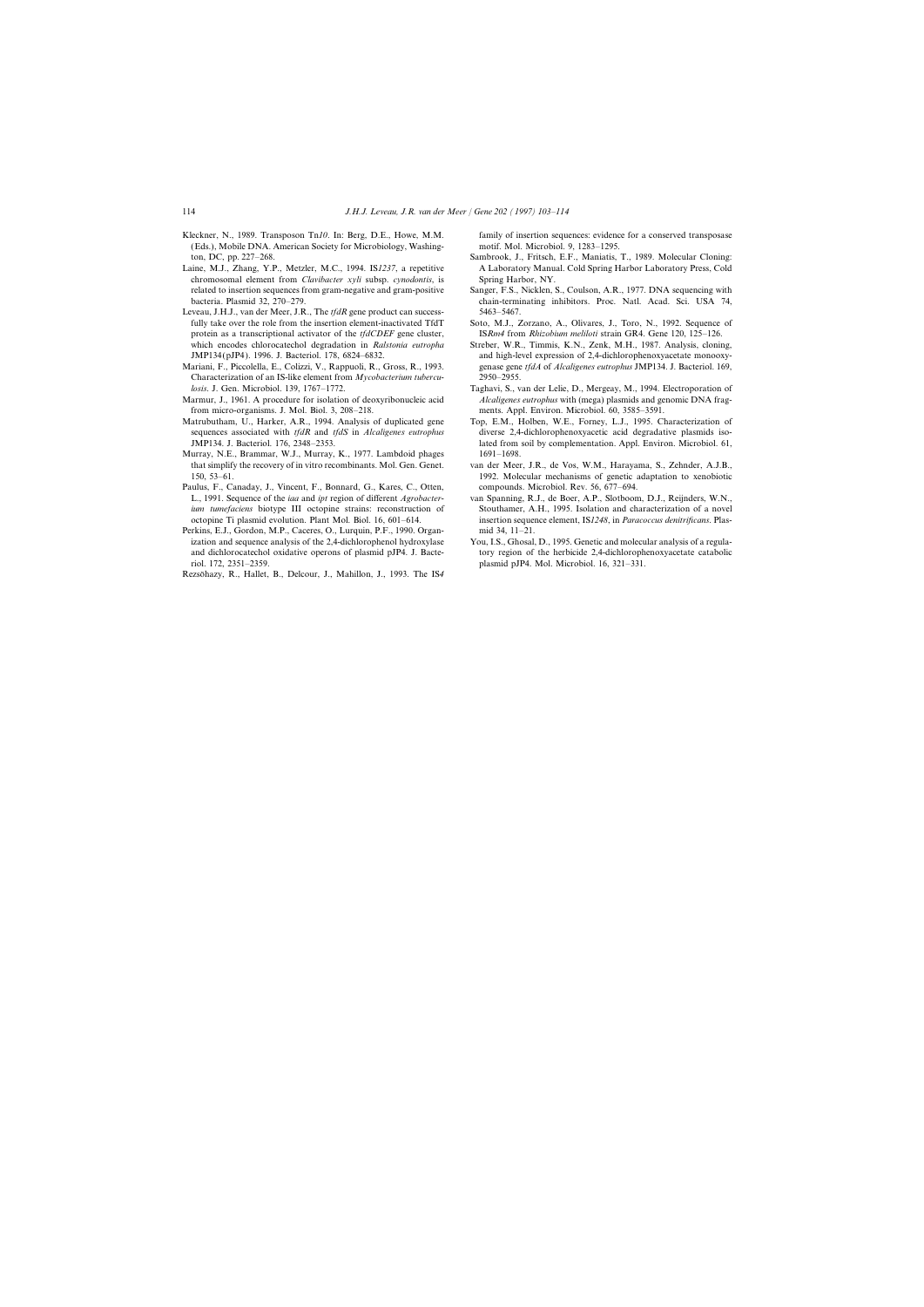Kleckner, N., 1989. Transposon Tn*10*. In: Berg, D.E., Howe, M.M. (Eds.), Mobile DNA. American Society for Microbiology, Washington, DC, pp. 227–268.

Laine, M.J., Zhang, Y.P., Metzler, M.C., 1994. IS*1237*, a repetitive chromosomal element from *Clavibacter xyli* subsp. *cynodontis*, is related to insertion sequences from gram-negative and gram-positive bacteria. Plasmid 32, 270–279.

Leveau, J.H.J., van der Meer, J.R., The *tfdR* gene product can successfully take over the role from the insertion element-inactivated TfdT protein as a transcriptional activator of the *tfdCDEF* gene cluster, which encodes chlorocatechol degradation in *Ralstonia eutropha* JMP134(pJP4). 1996. J. Bacteriol. 178, 6824–6832.

Mariani, F., Piccolella, E., Colizzi, V., Rappuoli, R., Gross, R., 1993. Characterization of an IS-like element from *Mycobacterium tuberculosis*. J. Gen. Microbiol. 139, 1767–1772.

Marmur, J., 1961. A procedure for isolation of deoxyribonucleic acid from micro-organisms. J. Mol. Biol. 3, 208–218.

Matrubutham, U., Harker, A.R., 1994. Analysis of duplicated gene sequences associated with *tfdR* and *tfdS* in *Alcaligenes eutrophus* JMP134. J. Bacteriol. 176, 2348–2353.

Murray, N.E., Brammar, W.J., Murray, K., 1977. Lambdoid phages that simplify the recovery of in vitro recombinants. Mol. Gen. Genet. 150, 53–61.

Paulus, F., Canaday, J., Vincent, F., Bonnard, G., Kares, C., Otten, L., 1991. Sequence of the *iaa* and *ipt* region of different *Agrobacterium tumefaciens* biotype III octopine strains: reconstruction of octopine Ti plasmid evolution. Plant Mol. Biol. 16, 601–614.

Perkins, E.J., Gordon, M.P., Caceres, O., Lurquin, P.F., 1990. Organization and sequence analysis of the 2,4-dichlorophenol hydroxylase and dichlorocatechol oxidative operons of plasmid pJP4. J. Bacteriol. 172, 2351–2359.

Rezsöhazy, R., Hallet, B., Delcour, J., Mahillon, J., 1993. The IS*4* family of insertion sequences: evidence for a conserved transposase motif. Mol. Microbiol. 9, 1283–1295.

Sambrook, J., Fritsch, E.F., Maniatis, T., 1989. Molecular Cloning: A Laboratory Manual. Cold Spring Harbor Laboratory Press, Cold Spring Harbor, NY.

Sanger, F.S., Nicklen, S., Coulson, A.R., 1977. DNA sequencing with chain-terminating inhibitors. Proc. Natl. Acad. Sci. USA 74, 5463–5467.

Soto, M.J., Zorzano, A., Olivares, J., Toro, N., 1992. Sequence of IS*Rm4* from *Rhizobium meliloti* strain GR4. Gene 120, 125–126.

Streber, W.R., Timmis, K.N., Zenk, M.H., 1987. Analysis, cloning, and high-level expression of 2,4-dichlorophenoxyacetate monooxygenase gene *tfdA* of *Alcaligenes eutrophus* JMP134. J. Bacteriol. 169, 2950–2955.

Taghavi, S., van der Lelie, D., Mergeay, M., 1994. Electroporation of *Alcaligenes eutrophus* with (mega) plasmids and genomic DNA fragments. Appl. Environ. Microbiol. 60, 3585–3591.

Top, E.M., Holben, W.E., Forney, L.J., 1995. Characterization of diverse 2,4-dichlorophenoxyacetic acid degradative plasmids isolated from soil by complementation. Appl. Environ. Microbiol. 61, 1691–1698.

van der Meer, J.R., de Vos, W.M., Harayama, S., Zehnder, A.J.B., 1992. Molecular mechanisms of genetic adaptation to xenobiotic compounds. Microbiol. Rev. 56, 677–694.

van Spanning, R.J., de Boer, A.P., Slotboom, D.J., Reijnders, W.N., Stouthamer, A.H., 1995. Isolation and characterization of a novel insertion sequence element, IS*1248*, in *Paracoccus denitrificans*. Plasmid 34, 11–21.

You, I.S., Ghosal, D., 1995. Genetic and molecular analysis of a regulatory region of the herbicide 2,4-dichlorophenoxyacetate catabolic plasmid pJP4. Mol. Microbiol. 16, 321–331.